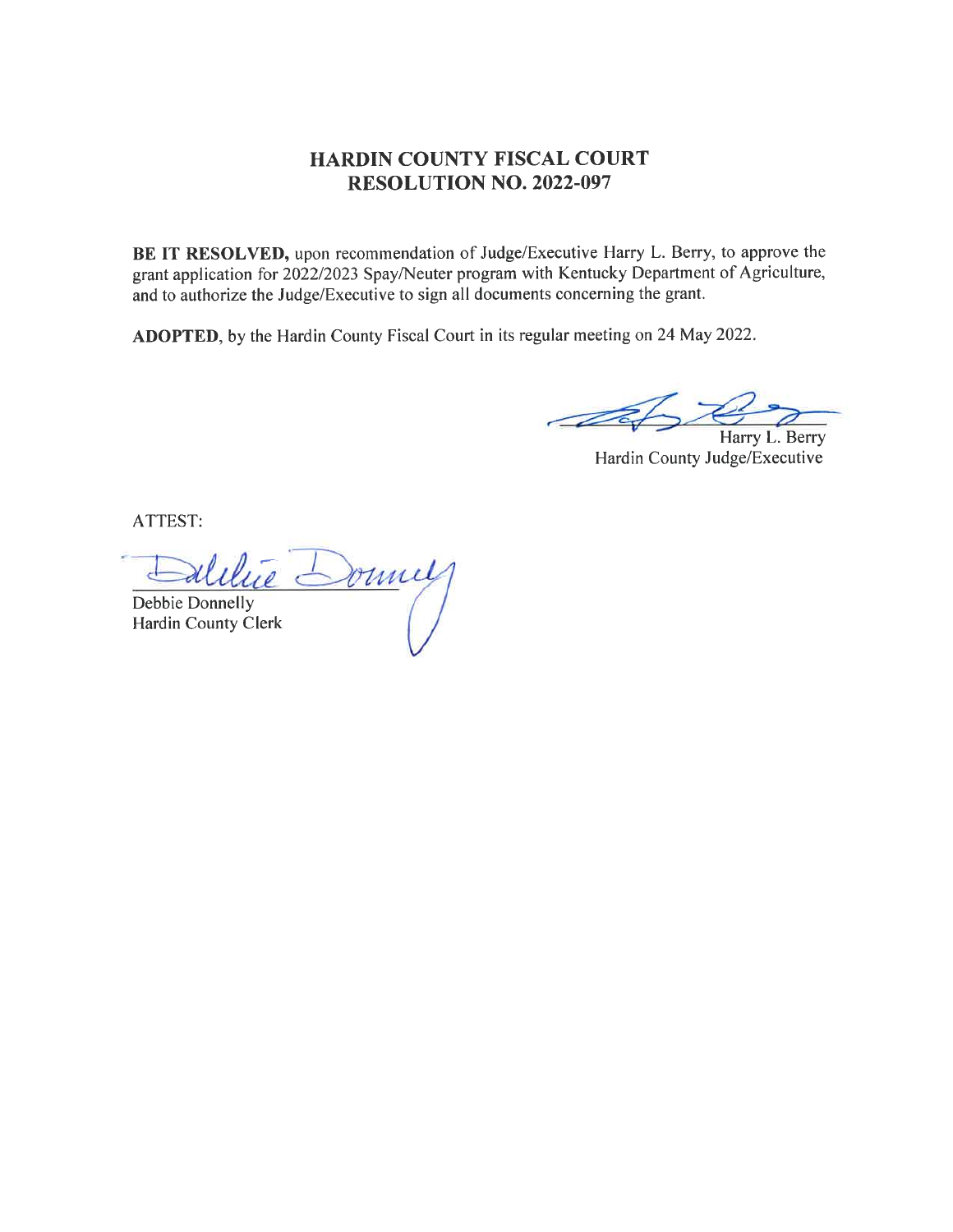# HARDIN COUNTY FISCAL COURT
# RESOLUTION NO. 2022-097

**BE IT RESOLVED,** upon recommendation of Judge/Executive Harry L. Berry, to approve the grant application for 2022/2023 Spay/Neuter program with Kentucky Department of Agriculture, and to authorize the Judge/Executive to sign all documents concerning the grant.

**ADOPTED**, by the Hardin County Fiscal Court in its regular meeting on 24 May 2022.

Harry L. Berry
Hardin County Judge/Executive

ATTEST:

Debbie Donnelly
Hardin County Clerk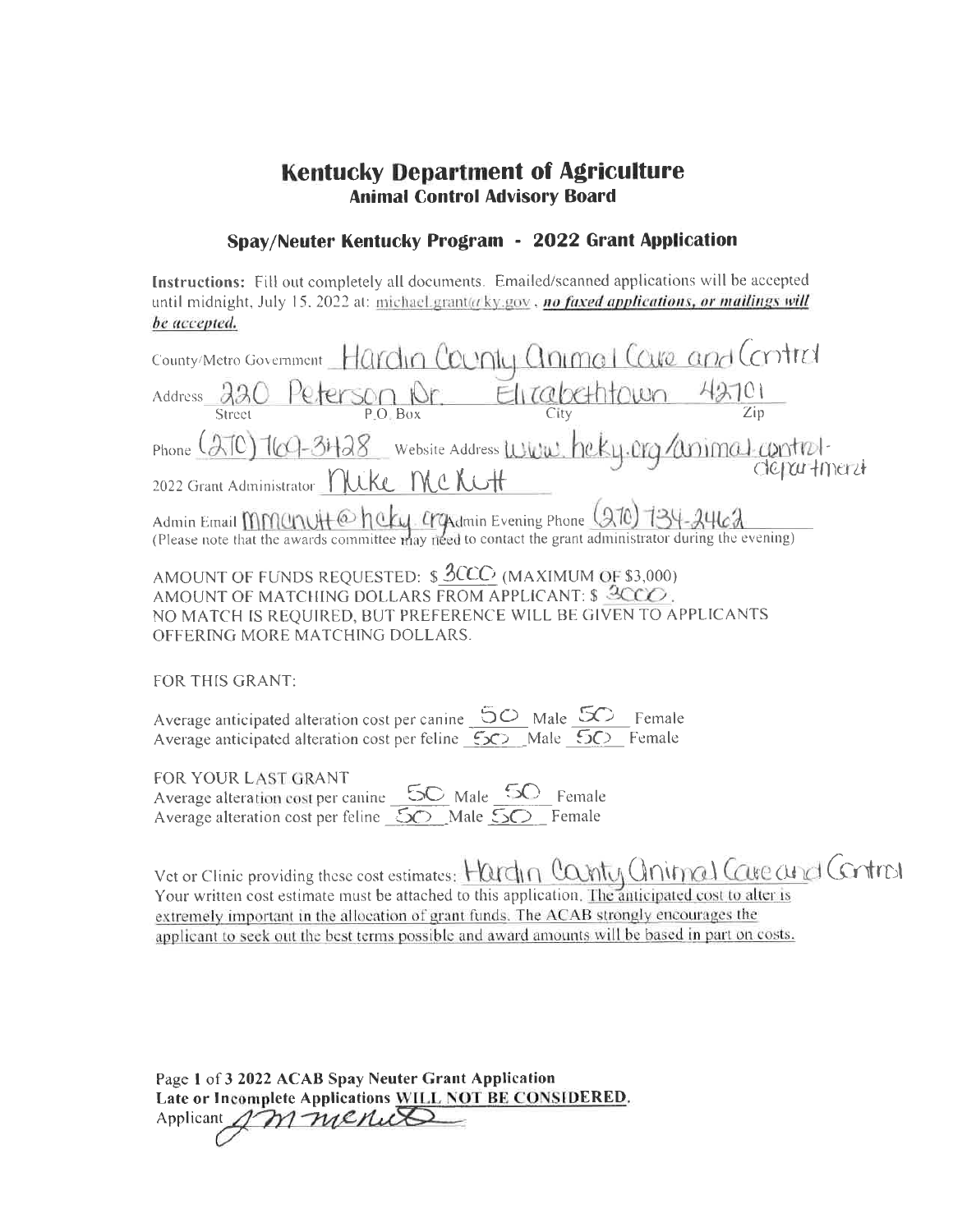# Kentucky Department of Agriculture

## Animal Control Advisory Board

### Spay/Neuter Kentucky Program - 2022 Grant Application

**Instructions:** Fill out completely all documents. Emailed/scanned applications will be accepted until midnight, July 15, 2022 at: michael.grant@ky.gov , ***no faxed applications, or mailings will be accepted.***

County/Metro Government Hardin County Animal Care and Control

Address 220 Peterson Dr. Elizabethtown 42701
Street P.O. Box City Zip

Phone (270) 769-3428 Website Address www.hcky.org/animal-control-department

2022 Grant Administrator Mike McNutt

Admin Email mmcnutt@hcky.org Admin Evening Phone (270) 734-2462
(Please note that the awards committee may need to contact the grant administrator during the evening)

AMOUNT OF FUNDS REQUESTED: $ 3000 (MAXIMUM OF $3,000)
AMOUNT OF MATCHING DOLLARS FROM APPLICANT: $ 3000.
NO MATCH IS REQUIRED, BUT PREFERENCE WILL BE GIVEN TO APPLICANTS OFFERING MORE MATCHING DOLLARS.

FOR THIS GRANT:

Average anticipated alteration cost per canine 50 Male 50 Female
Average anticipated alteration cost per feline 50 Male 50 Female

FOR YOUR LAST GRANT
Average alteration cost per canine 50 Male 50 Female
Average alteration cost per feline 50 Male 50 Female

Vet or Clinic providing these cost estimates: Hardin County Animal Care and Control
Your written cost estimate must be attached to this application. The anticipated cost to alter is extremely important in the allocation of grant funds. The ACAB strongly encourages the applicant to seek out the best terms possible and award amounts will be based in part on costs.

**Page 1 of 3 2022 ACAB Spay Neuter Grant Application**
**Late or Incomplete Applications WILL NOT BE CONSIDERED.**
**Applicant** J M McNutt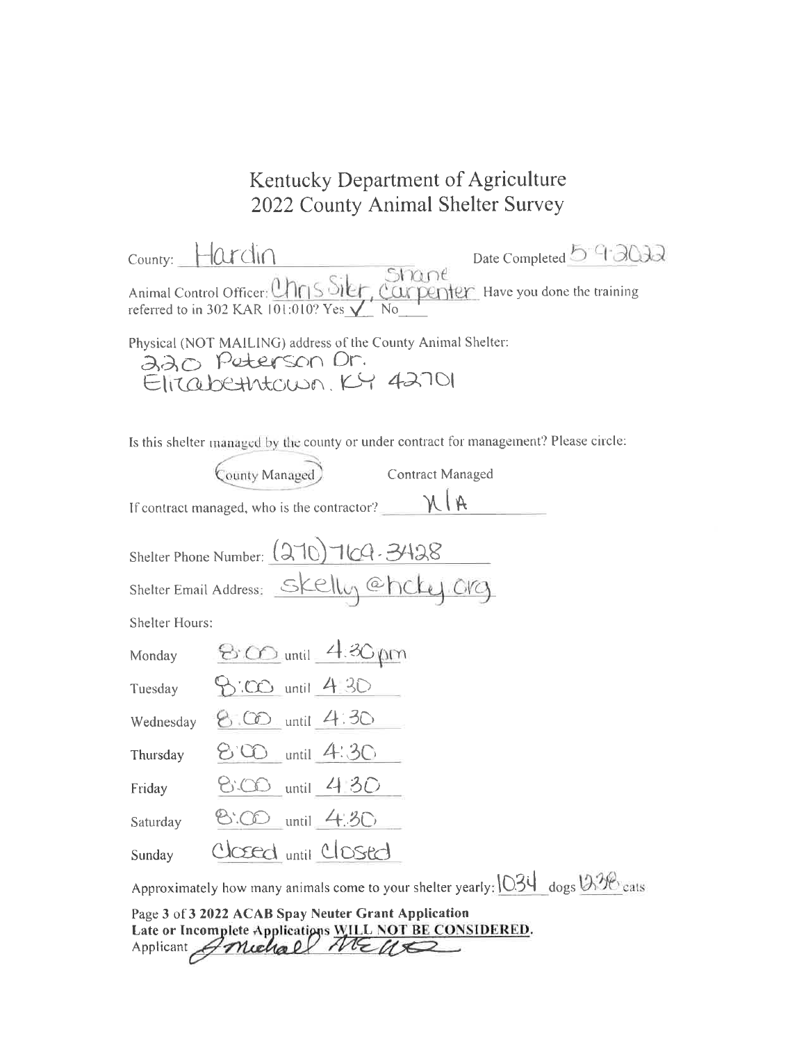# Kentucky Department of Agriculture
## 2022 County Animal Shelter Survey

County: Hardin Date Completed 5-9-2022

Animal Control Officer: Chris Siler, Shane Carpenter Have you done the training referred to in 302 KAR 101:010? Yes ✓ No___

Physical (NOT MAILING) address of the County Animal Shelter:
220 Peterson Dr.
Elizabethtown, KY 42701

Is this shelter managed by the county or under contract for management? Please circle:

(County Managed) Contract Managed

If contract managed, who is the contractor? N/A

Shelter Phone Number: (270) 769-3428

Shelter Email Address: skelly@hcky.org

Shelter Hours:

| | | | |
|---|---|---|---|
| Monday | 8:00 | until | 4:30 pm |
| Tuesday | 8:00 | until | 4:30 |
| Wednesday | 8:00 | until | 4:30 |
| Thursday | 8:00 | until | 4:30 |
| Friday | 8:00 | until | 4:30 |
| Saturday | 8:00 | until | 4:30 |
| Sunday | Closed | until | Closed |

Approximately how many animals come to your shelter yearly: 1034 dogs 1238 cats

**Page 3 of 3 2022 ACAB Spay Neuter Grant Application**

**Late or Incomplete Applications WILL NOT BE CONSIDERED.**

Applicant *Michael Metts*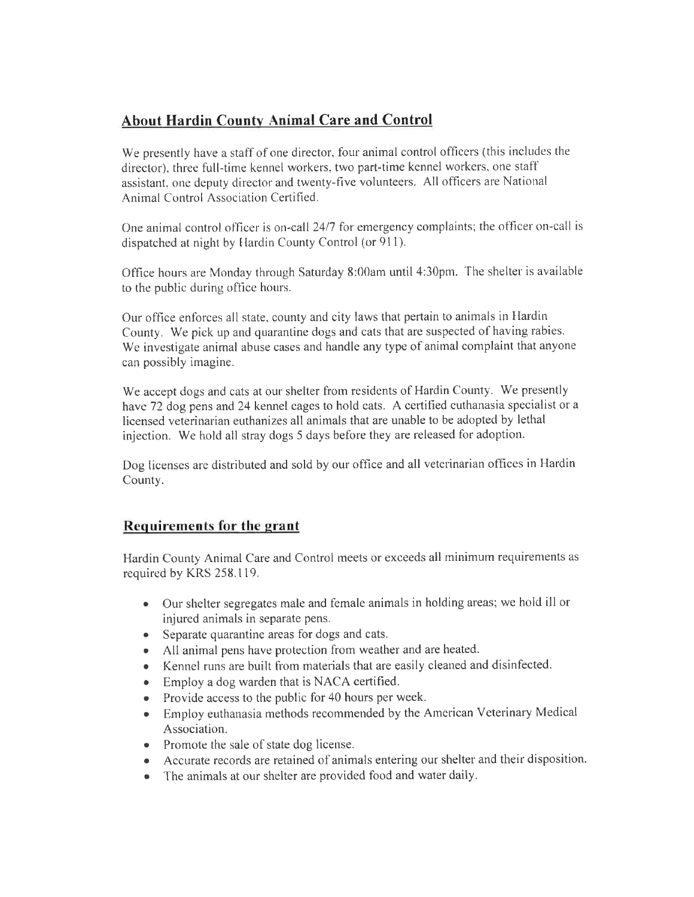## About Hardin County Animal Care and Control

We presently have a staff of one director, four animal control officers (this includes the director), three full-time kennel workers, two part-time kennel workers, one staff assistant, one deputy director and twenty-five volunteers. All officers are National Animal Control Association Certified.

One animal control officer is on-call 24/7 for emergency complaints; the officer on-call is dispatched at night by Hardin County Control (or 911).

Office hours are Monday through Saturday 8:00am until 4:30pm. The shelter is available to the public during office hours.

Our office enforces all state, county and city laws that pertain to animals in Hardin County. We pick up and quarantine dogs and cats that are suspected of having rabies. We investigate animal abuse cases and handle any type of animal complaint that anyone can possibly imagine.

We accept dogs and cats at our shelter from residents of Hardin County. We presently have 72 dog pens and 24 kennel cages to hold cats. A certified euthanasia specialist or a licensed veterinarian euthanizes all animals that are unable to be adopted by lethal injection. We hold all stray dogs 5 days before they are released for adoption.

Dog licenses are distributed and sold by our office and all veterinarian offices in Hardin County.

## Requirements for the grant

Hardin County Animal Care and Control meets or exceeds all minimum requirements as required by KRS 258.119.

- Our shelter segregates male and female animals in holding areas; we hold ill or injured animals in separate pens.
- Separate quarantine areas for dogs and cats.
- All animal pens have protection from weather and are heated.
- Kennel runs are built from materials that are easily cleaned and disinfected.
- Employ a dog warden that is NACA certified.
- Provide access to the public for 40 hours per week.
- Employ euthanasia methods recommended by the American Veterinary Medical Association.
- Promote the sale of state dog license.
- Accurate records are retained of animals entering our shelter and their disposition.
- The animals at our shelter are provided food and water daily.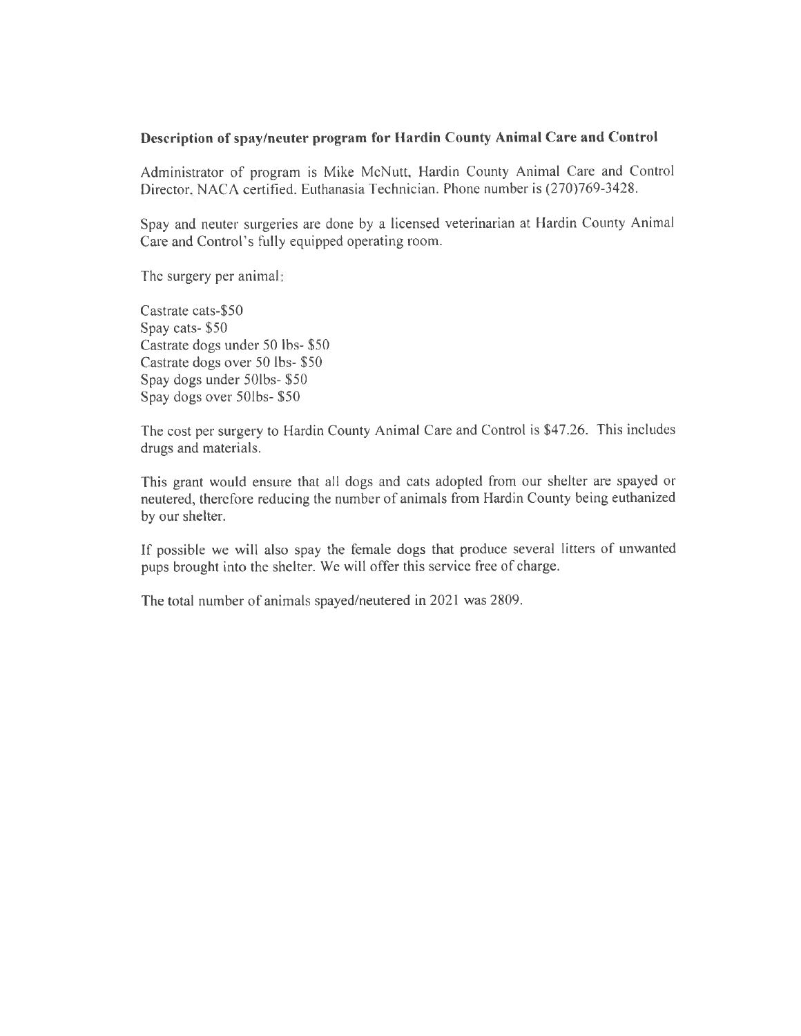**Description of spay/neuter program for Hardin County Animal Care and Control**

Administrator of program is Mike McNutt, Hardin County Animal Care and Control Director, NACA certified. Euthanasia Technician. Phone number is (270)769-3428.

Spay and neuter surgeries are done by a licensed veterinarian at Hardin County Animal Care and Control's fully equipped operating room.

The surgery per animal:

Castrate cats-$50
Spay cats- $50
Castrate dogs under 50 lbs- $50
Castrate dogs over 50 lbs- $50
Spay dogs under 50lbs- $50
Spay dogs over 50lbs- $50

The cost per surgery to Hardin County Animal Care and Control is $47.26. This includes drugs and materials.

This grant would ensure that all dogs and cats adopted from our shelter are spayed or neutered, therefore reducing the number of animals from Hardin County being euthanized by our shelter.

If possible we will also spay the female dogs that produce several litters of unwanted pups brought into the shelter. We will offer this service free of charge.

The total number of animals spayed/neutered in 2021 was 2809.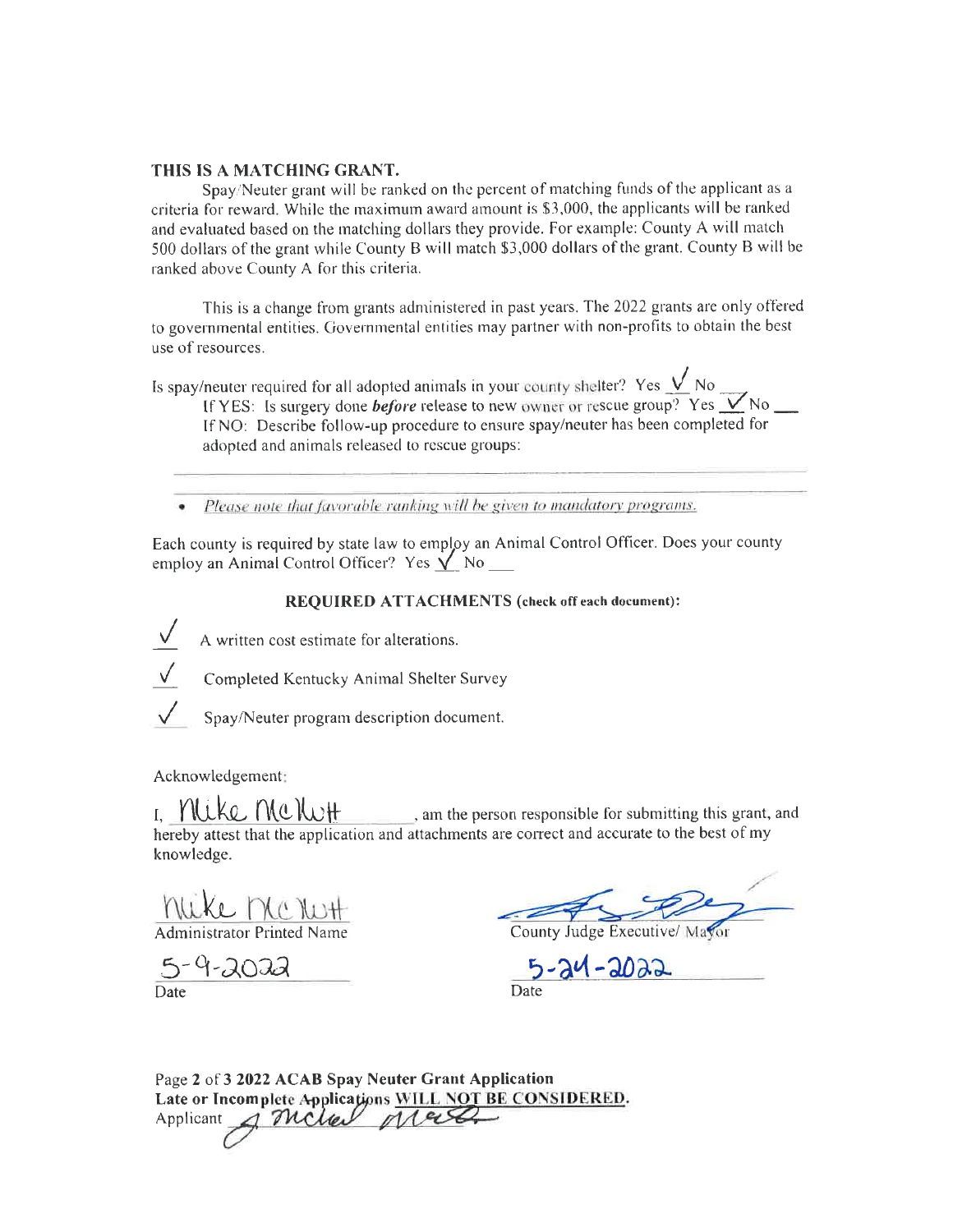**THIS IS A MATCHING GRANT.**

Spay/Neuter grant will be ranked on the percent of matching funds of the applicant as a criteria for reward. While the maximum award amount is $3,000, the applicants will be ranked and evaluated based on the matching dollars they provide. For example: County A will match 500 dollars of the grant while County B will match $3,000 dollars of the grant. County B will be ranked above County A for this criteria.

This is a change from grants administered in past years. The 2022 grants are only offered to governmental entities. Governmental entities may partner with non-profits to obtain the best use of resources.

Is spay/neuter required for all adopted animals in your county shelter? Yes ✓ No ___

If YES: Is surgery done ***before*** release to new owner or rescue group? Yes ✓ No ___

If NO: Describe follow-up procedure to ensure spay/neuter has been completed for adopted and animals released to rescue groups:

- *Please note that favorable ranking will be given to mandatory programs.*

Each county is required by state law to employ an Animal Control Officer. Does your county employ an Animal Control Officer? Yes ✓ No ___

**REQUIRED ATTACHMENTS (check off each document):**

✓ A written cost estimate for alterations.

✓ Completed Kentucky Animal Shelter Survey

✓ Spay/Neuter program description document.

Acknowledgement:

I, Mike McNutt, am the person responsible for submitting this grant, and hereby attest that the application and attachments are correct and accurate to the best of my knowledge.

Mike McNutt
Administrator Printed Name

5-9-2022
Date

[signature]
County Judge Executive/ Mayor

5-24-2022
Date

**Page 2 of 3 2022 ACAB Spay Neuter Grant Application**
**Late or Incomplete Applications WILL NOT BE CONSIDERED.**
Applicant [signature]